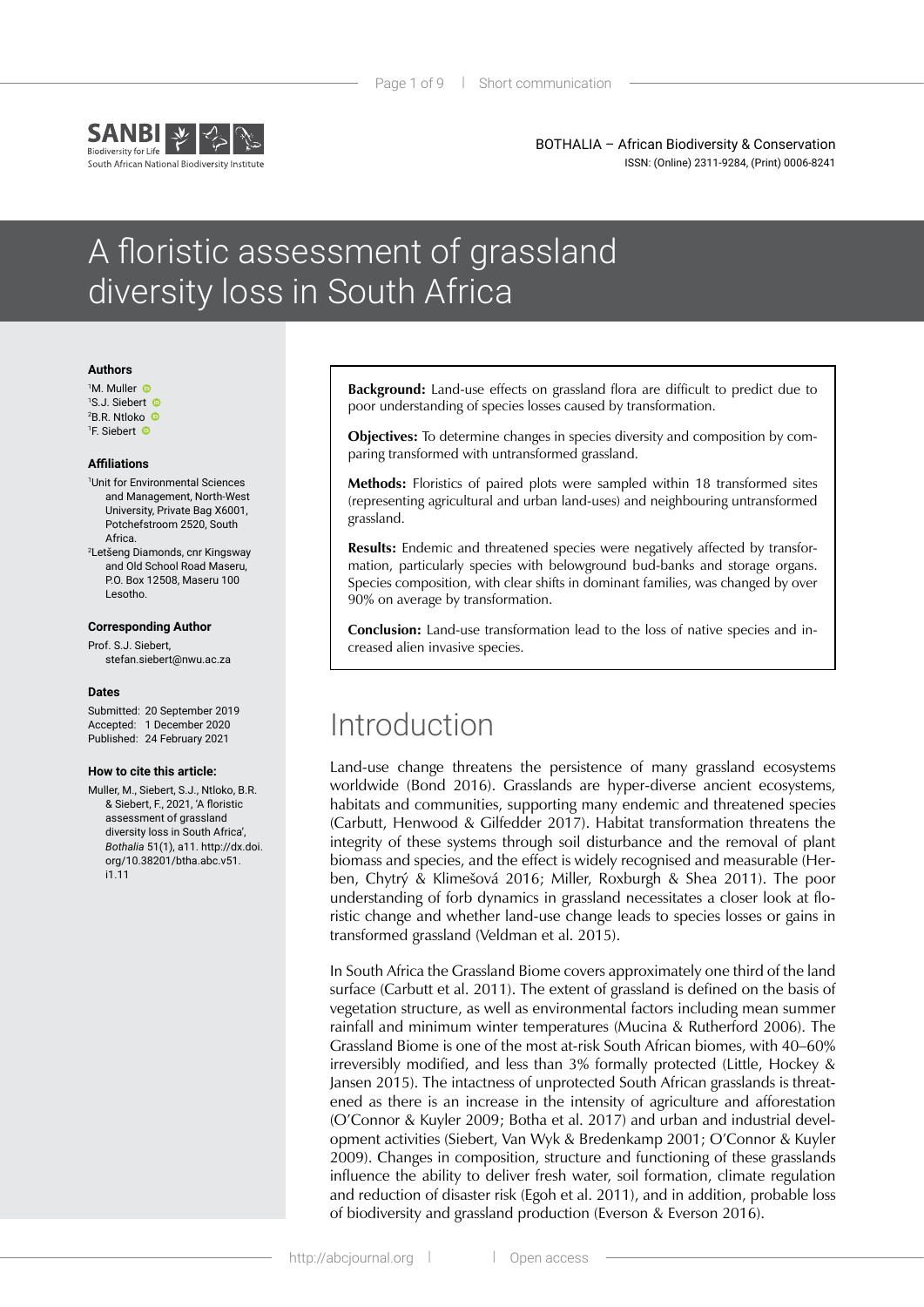# A floristic assessment of grassland diversity loss in South Africa

**Authors**

[1]M. Muller
[1]S.J. Siebert
[2]B.R. Ntloko
[1]F. Siebert

**Affiliations**

[1]Unit for Environmental Sciences and Management, North-West University, Private Bag X6001, Potchefstroom 2520, South Africa.
[2]Letšeng Diamonds, cnr Kingsway and Old School Road Maseru, P.O. Box 12508, Maseru 100 Lesotho.

**Corresponding Author**

Prof. S.J. Siebert,
stefan.siebert@nwu.ac.za

**Dates**

Submitted: 20 September 2019
Accepted: 1 December 2020
Published: 24 February 2021

**How to cite this article:**

Muller, M., Siebert, S.J., Ntloko, B.R. & Siebert, F., 2021, 'A floristic assessment of grassland diversity loss in South Africa', *Bothalia* 51(1), a11. http://dx.doi.org/10.38201/btha.abc.v51.i1.11

**Background:** Land-use effects on grassland flora are difficult to predict due to poor understanding of species losses caused by transformation.

**Objectives:** To determine changes in species diversity and composition by comparing transformed with untransformed grassland.

**Methods:** Floristics of paired plots were sampled within 18 transformed sites (representing agricultural and urban land-uses) and neighbouring untransformed grassland.

**Results:** Endemic and threatened species were negatively affected by transformation, particularly species with belowground bud-banks and storage organs. Species composition, with clear shifts in dominant families, was changed by over 90% on average by transformation.

**Conclusion:** Land-use transformation lead to the loss of native species and increased alien invasive species.

## Introduction

Land-use change threatens the persistence of many grassland ecosystems worldwide (Bond 2016). Grasslands are hyper-diverse ancient ecosystems, habitats and communities, supporting many endemic and threatened species (Carbutt, Henwood & Gilfedder 2017). Habitat transformation threatens the integrity of these systems through soil disturbance and the removal of plant biomass and species, and the effect is widely recognised and measurable (Herben, Chytrý & Klimešová 2016; Miller, Roxburgh & Shea 2011). The poor understanding of forb dynamics in grassland necessitates a closer look at floristic change and whether land-use change leads to species losses or gains in transformed grassland (Veldman et al. 2015).

In South Africa the Grassland Biome covers approximately one third of the land surface (Carbutt et al. 2011). The extent of grassland is defined on the basis of vegetation structure, as well as environmental factors including mean summer rainfall and minimum winter temperatures (Mucina & Rutherford 2006). The Grassland Biome is one of the most at-risk South African biomes, with 40–60% irreversibly modified, and less than 3% formally protected (Little, Hockey & Jansen 2015). The intactness of unprotected South African grasslands is threatened as there is an increase in the intensity of agriculture and afforestation (O'Connor & Kuyler 2009; Botha et al. 2017) and urban and industrial development activities (Siebert, Van Wyk & Bredenkamp 2001; O'Connor & Kuyler 2009). Changes in composition, structure and functioning of these grasslands influence the ability to deliver fresh water, soil formation, climate regulation and reduction of disaster risk (Egoh et al. 2011), and in addition, probable loss of biodiversity and grassland production (Everson & Everson 2016).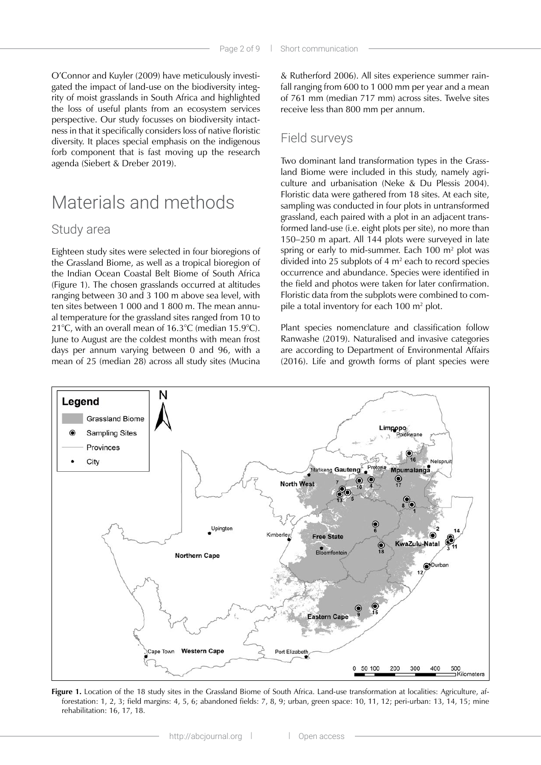O'Connor and Kuyler (2009) have meticulously investigated the impact of land-use on the biodiversity integrity of moist grasslands in South Africa and highlighted the loss of useful plants from an ecosystem services perspective. Our study focusses on biodiversity intactness in that it specifically considers loss of native floristic diversity. It places special emphasis on the indigenous forb component that is fast moving up the research agenda (Siebert & Dreber 2019).

# Materials and methods

## Study area

Eighteen study sites were selected in four bioregions of the Grassland Biome, as well as a tropical bioregion of the Indian Ocean Coastal Belt Biome of South Africa (Figure 1). The chosen grasslands occurred at altitudes ranging between 30 and 3 100 m above sea level, with ten sites between 1 000 and 1 800 m. The mean annual temperature for the grassland sites ranged from 10 to 21°C, with an overall mean of 16.3°C (median 15.9°C). June to August are the coldest months with mean frost days per annum varying between 0 and 96, with a mean of 25 (median 28) across all study sites (Mucina & Rutherford 2006). All sites experience summer rainfall ranging from 600 to 1 000 mm per year and a mean of 761 mm (median 717 mm) across sites. Twelve sites receive less than 800 mm per annum.

## Field surveys

Two dominant land transformation types in the Grassland Biome were included in this study, namely agriculture and urbanisation (Neke & Du Plessis 2004). Floristic data were gathered from 18 sites. At each site, sampling was conducted in four plots in untransformed grassland, each paired with a plot in an adjacent transformed land-use (i.e. eight plots per site), no more than 150–250 m apart. All 144 plots were surveyed in late spring or early to mid-summer. Each 100 m² plot was divided into 25 subplots of 4 m² each to record species occurrence and abundance. Species were identified in the field and photos were taken for later confirmation. Floristic data from the subplots were combined to compile a total inventory for each 100 m² plot.

Plant species nomenclature and classification follow Ranwashe (2019). Naturalised and invasive categories are according to Department of Environmental Affairs (2016). Life and growth forms of plant species were

**Figure 1.** Location of the 18 study sites in the Grassland Biome of South Africa. Land-use transformation at localities: Agriculture, afforestation: 1, 2, 3; field margins: 4, 5, 6; abandoned fields: 7, 8, 9; urban, green space: 10, 11, 12; peri-urban: 13, 14, 15; mine rehabilitation: 16, 17, 18.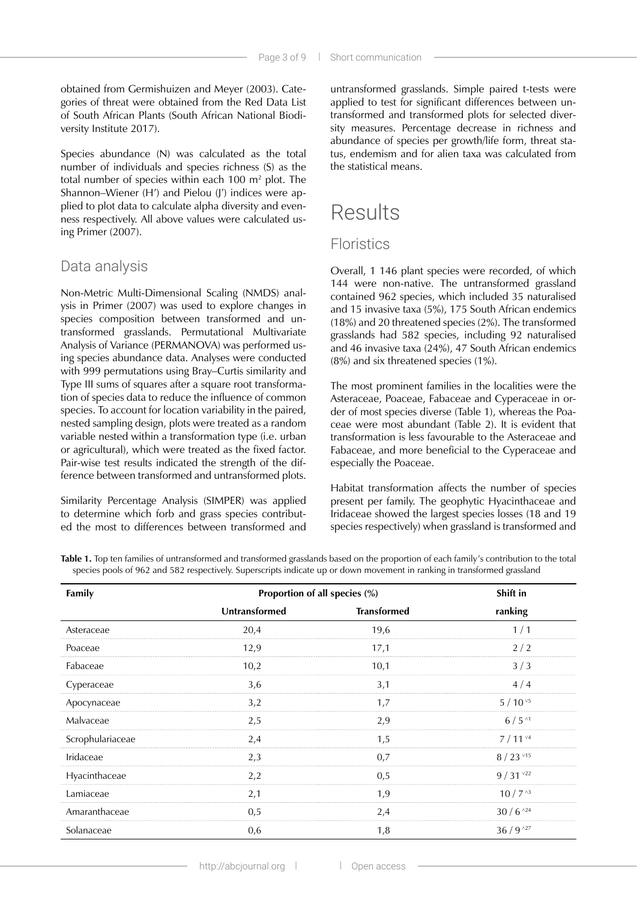obtained from Germishuizen and Meyer (2003). Categories of threat were obtained from the Red Data List of South African Plants (South African National Biodiversity Institute 2017).

Species abundance (N) was calculated as the total number of individuals and species richness (S) as the total number of species within each 100 m² plot. The Shannon–Wiener (H') and Pielou (J') indices were applied to plot data to calculate alpha diversity and evenness respectively. All above values were calculated using Primer (2007).

## Data analysis

Non-Metric Multi-Dimensional Scaling (NMDS) analysis in Primer (2007) was used to explore changes in species composition between transformed and untransformed grasslands. Permutational Multivariate Analysis of Variance (PERMANOVA) was performed using species abundance data. Analyses were conducted with 999 permutations using Bray–Curtis similarity and Type III sums of squares after a square root transformation of species data to reduce the influence of common species. To account for location variability in the paired, nested sampling design, plots were treated as a random variable nested within a transformation type (i.e. urban or agricultural), which were treated as the fixed factor. Pair-wise test results indicated the strength of the difference between transformed and untransformed plots.

Similarity Percentage Analysis (SIMPER) was applied to determine which forb and grass species contributed the most to differences between transformed and untransformed grasslands. Simple paired t-tests were applied to test for significant differences between untransformed and transformed plots for selected diversity measures. Percentage decrease in richness and abundance of species per growth/life form, threat status, endemism and for alien taxa was calculated from the statistical means.

# Results

## Floristics

Overall, 1 146 plant species were recorded, of which 144 were non-native. The untransformed grassland contained 962 species, which included 35 naturalised and 15 invasive taxa (5%), 175 South African endemics (18%) and 20 threatened species (2%). The transformed grasslands had 582 species, including 92 naturalised and 46 invasive taxa (24%), 47 South African endemics (8%) and six threatened species (1%).

The most prominent families in the localities were the Asteraceae, Poaceae, Fabaceae and Cyperaceae in order of most species diverse (Table 1), whereas the Poaceae were most abundant (Table 2). It is evident that transformation is less favourable to the Asteraceae and Fabaceae, and more beneficial to the Cyperaceae and especially the Poaceae.

Habitat transformation affects the number of species present per family. The geophytic Hyacinthaceae and Iridaceae showed the largest species losses (18 and 19 species respectively) when grassland is transformed and

**Table 1.** Top ten families of untransformed and transformed grasslands based on the proportion of each family's contribution to the total species pools of 962 and 582 respectively. Superscripts indicate up or down movement in ranking in transformed grassland

| Family | Proportion of all species (%) | | Shift in |
|---|---|---|---|
| | Untransformed | Transformed | ranking |
| Asteraceae | 20,4 | 19,6 | 1 / 1 |
| Poaceae | 12,9 | 17,1 | 2 / 2 |
| Fabaceae | 10,2 | 10,1 | 3 / 3 |
| Cyperaceae | 3,6 | 3,1 | 4 / 4 |
| Apocynaceae | 3,2 | 1,7 | 5 / 10 $^{v5}$ |
| Malvaceae | 2,5 | 2,9 | 6 / 5 $^{\wedge 1}$ |
| Scrophulariaceae | 2,4 | 1,5 | 7 / 11 $^{v4}$ |
| Iridaceae | 2,3 | 0,7 | 8 / 23 $^{v15}$ |
| Hyacinthaceae | 2,2 | 0,5 | 9 / 31 $^{v22}$ |
| Lamiaceae | 2,1 | 1,9 | 10 / 7 $^{\wedge 3}$ |
| Amaranthaceae | 0,5 | 2,4 | 30 / 6 $^{\wedge 24}$ |
| Solanaceae | 0,6 | 1,8 | 36 / 9 $^{\wedge 27}$ |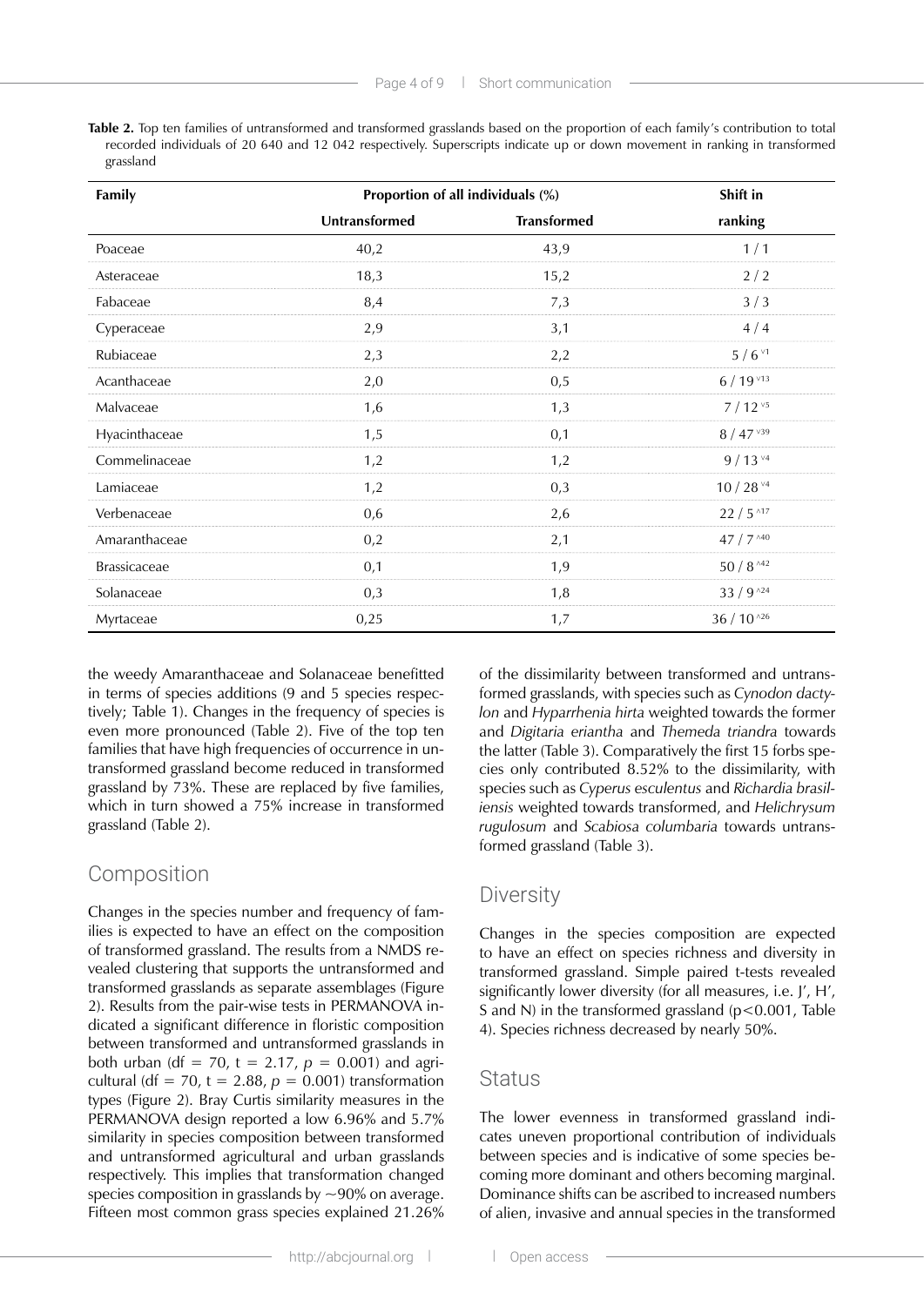**Table 2.** Top ten families of untransformed and transformed grasslands based on the proportion of each family's contribution to total recorded individuals of 20 640 and 12 042 respectively. Superscripts indicate up or down movement in ranking in transformed grassland

| Family | Proportion of all individuals (%) | | Shift in |
|---|---|---|---|
| | Untransformed | Transformed | ranking |
| Poaceae | 40,2 | 43,9 | 1 / 1 |
| Asteraceae | 18,3 | 15,2 | 2 / 2 |
| Fabaceae | 8,4 | 7,3 | 3 / 3 |
| Cyperaceae | 2,9 | 3,1 | 4 / 4 |
| Rubiaceae | 2,3 | 2,2 | 5 / 6 ˅1 |
| Acanthaceae | 2,0 | 0,5 | 6 / 19 ˅13 |
| Malvaceae | 1,6 | 1,3 | 7 / 12 ˅5 |
| Hyacinthaceae | 1,5 | 0,1 | 8 / 47 ˅39 |
| Commelinaceae | 1,2 | 1,2 | 9 / 13 ˅4 |
| Lamiaceae | 1,2 | 0,3 | 10 / 28 ˅4 |
| Verbenaceae | 0,6 | 2,6 | 22 / 5 ˄17 |
| Amaranthaceae | 0,2 | 2,1 | 47 / 7 ˄40 |
| Brassicaceae | 0,1 | 1,9 | 50 / 8 ˄42 |
| Solanaceae | 0,3 | 1,8 | 33 / 9 ˄24 |
| Myrtaceae | 0,25 | 1,7 | 36 / 10 ˄26 |

the weedy Amaranthaceae and Solanaceae benefitted in terms of species additions (9 and 5 species respectively; Table 1). Changes in the frequency of species is even more pronounced (Table 2). Five of the top ten families that have high frequencies of occurrence in untransformed grassland become reduced in transformed grassland by 73%. These are replaced by five families, which in turn showed a 75% increase in transformed grassland (Table 2).

## Composition

Changes in the species number and frequency of families is expected to have an effect on the composition of transformed grassland. The results from a NMDS revealed clustering that supports the untransformed and transformed grasslands as separate assemblages (Figure 2). Results from the pair-wise tests in PERMANOVA indicated a significant difference in floristic composition between transformed and untransformed grasslands in both urban ($df = 70$, $t = 2.17$, $p = 0.001$) and agricultural ($df = 70$, $t = 2.88$, $p = 0.001$) transformation types (Figure 2). Bray Curtis similarity measures in the PERMANOVA design reported a low 6.96% and 5.7% similarity in species composition between transformed and untransformed agricultural and urban grasslands respectively. This implies that transformation changed species composition in grasslands by ~90% on average. Fifteen most common grass species explained 21.26% of the dissimilarity between transformed and untransformed grasslands, with species such as *Cynodon dactylon* and *Hyparrhenia hirta* weighted towards the former and *Digitaria eriantha* and *Themeda triandra* towards the latter (Table 3). Comparatively the first 15 forbs species only contributed 8.52% to the dissimilarity, with species such as *Cyperus esculentus* and *Richardia brasiliensis* weighted towards transformed, and *Helichrysum rugulosum* and *Scabiosa columbaria* towards untransformed grassland (Table 3).

## Diversity

Changes in the species composition are expected to have an effect on species richness and diversity in transformed grassland. Simple paired t-tests revealed significantly lower diversity (for all measures, i.e. J', H', S and N) in the transformed grassland ($p<0.001$, Table 4). Species richness decreased by nearly 50%.

## Status

The lower evenness in transformed grassland indicates uneven proportional contribution of individuals between species and is indicative of some species becoming more dominant and others becoming marginal. Dominance shifts can be ascribed to increased numbers of alien, invasive and annual species in the transformed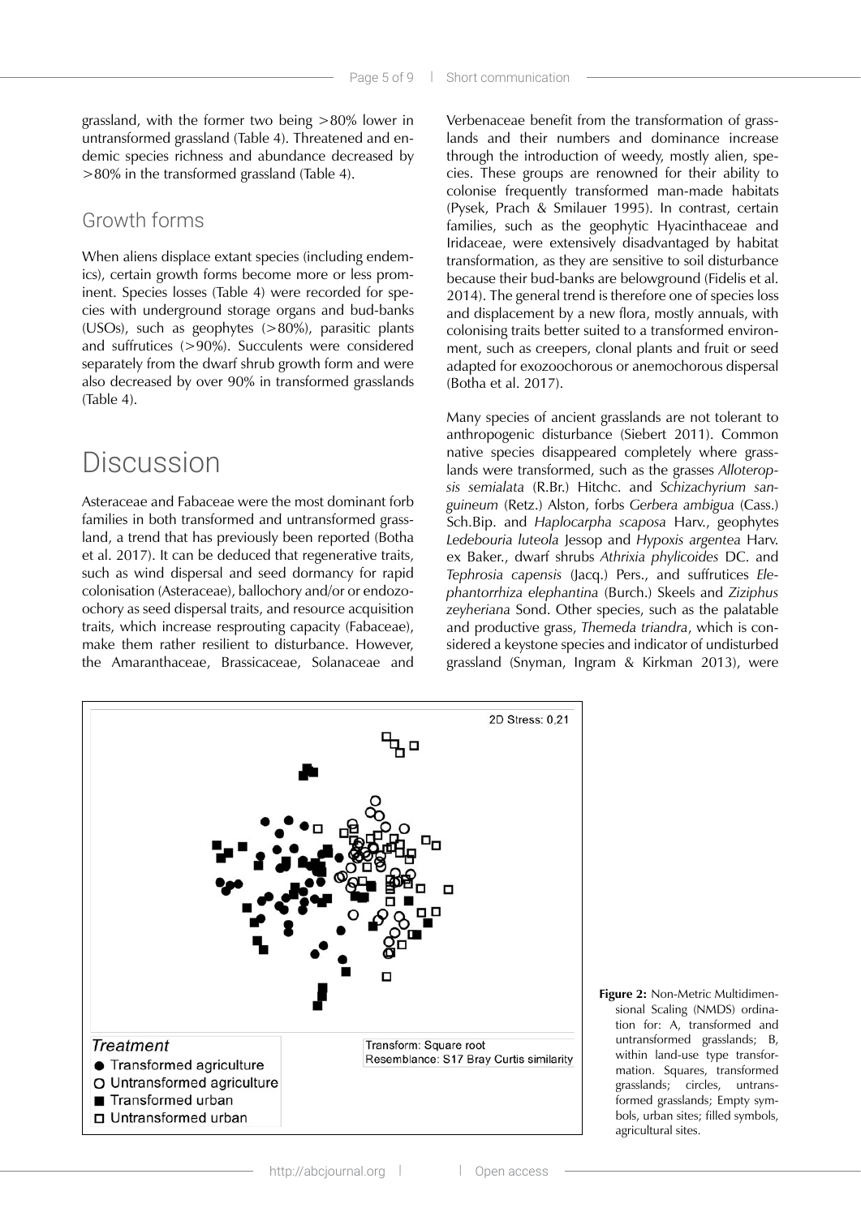grassland, with the former two being >80% lower in untransformed grassland (Table 4). Threatened and endemic species richness and abundance decreased by >80% in the transformed grassland (Table 4).

## Growth forms

When aliens displace extant species (including endemics), certain growth forms become more or less prominent. Species losses (Table 4) were recorded for species with underground storage organs and bud-banks (USOs), such as geophytes (>80%), parasitic plants and suffrutices (>90%). Succulents were considered separately from the dwarf shrub growth form and were also decreased by over 90% in transformed grasslands (Table 4).

# Discussion

Asteraceae and Fabaceae were the most dominant forb families in both transformed and untransformed grassland, a trend that has previously been reported (Botha et al. 2017). It can be deduced that regenerative traits, such as wind dispersal and seed dormancy for rapid colonisation (Asteraceae), ballochory and/or or endozoochory as seed dispersal traits, and resource acquisition traits, which increase resprouting capacity (Fabaceae), make them rather resilient to disturbance. However, the Amaranthaceae, Brassicaceae, Solanaceae and Verbenaceae benefit from the transformation of grasslands and their numbers and dominance increase through the introduction of weedy, mostly alien, species. These groups are renowned for their ability to colonise frequently transformed man-made habitats (Pysek, Prach & Smilauer 1995). In contrast, certain families, such as the geophytic Hyacinthaceae and Iridaceae, were extensively disadvantaged by habitat transformation, as they are sensitive to soil disturbance because their bud-banks are belowground (Fidelis et al. 2014). The general trend is therefore one of species loss and displacement by a new flora, mostly annuals, with colonising traits better suited to a transformed environment, such as creepers, clonal plants and fruit or seed adapted for exozoochorous or anemochorous dispersal (Botha et al. 2017).

Many species of ancient grasslands are not tolerant to anthropogenic disturbance (Siebert 2011). Common native species disappeared completely where grasslands were transformed, such as the grasses *Alloteropsis semialata* (R.Br.) Hitchc. and *Schizachyrium sanguineum* (Retz.) Alston, forbs *Gerbera ambigua* (Cass.) Sch.Bip. and *Haplocarpha scaposa* Harv., geophytes *Ledebouria luteola* Jessop and *Hypoxis argentea* Harv. ex Baker., dwarf shrubs *Athrixia phylicoides* DC. and *Tephrosia capensis* (Jacq.) Pers., and suffrutices *Elephantorrhiza elephantina* (Burch.) Skeels and *Ziziphus zeyheriana* Sond. Other species, such as the palatable and productive grass, *Themeda triandra*, which is considered a keystone species and indicator of undisturbed grassland (Snyman, Ingram & Kirkman 2013), were

**Figure 2:** Non-Metric Multidimensional Scaling (NMDS) ordination for: A, transformed and untransformed grasslands; B, within land-use type transformation. Squares, transformed grasslands; circles, untransformed grasslands; Empty symbols, urban sites; filled symbols, agricultural sites.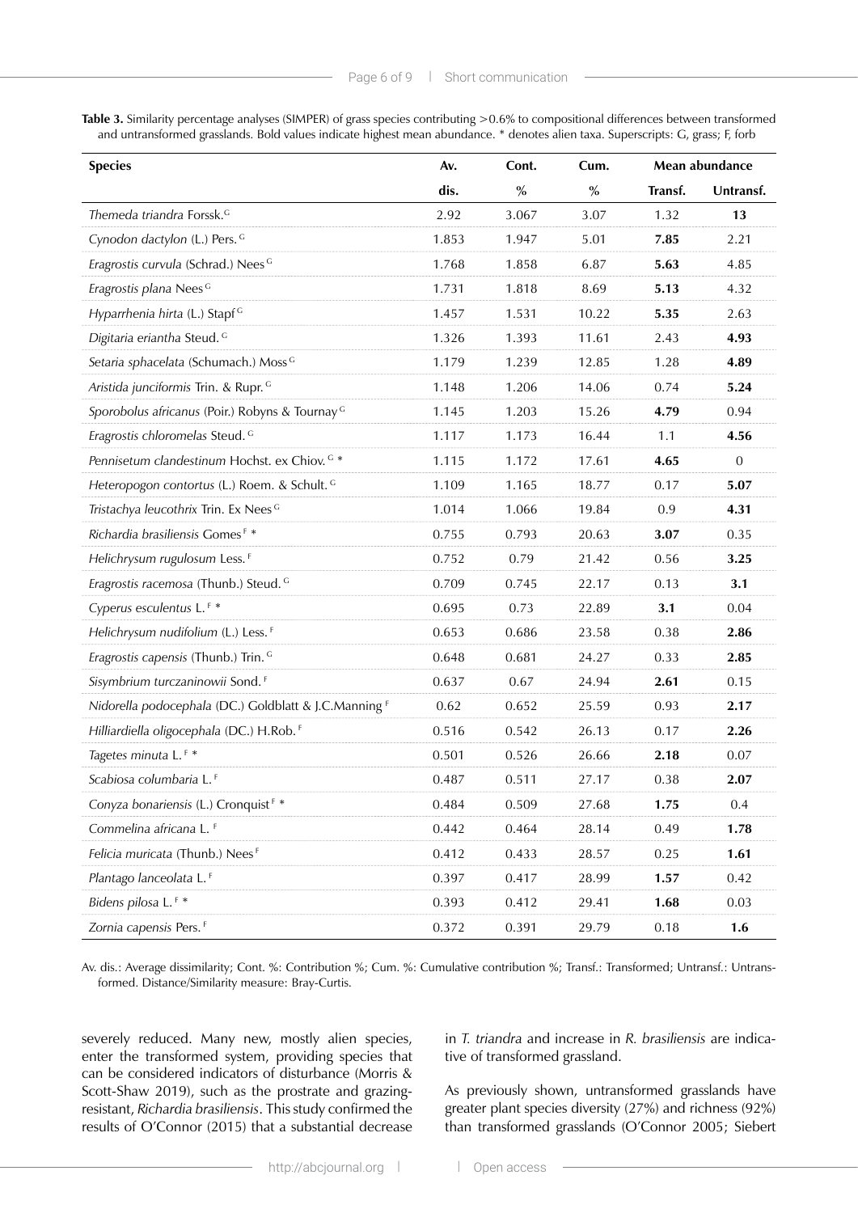**Table 3.** Similarity percentage analyses (SIMPER) of grass species contributing >0.6% to compositional differences between transformed and untransformed grasslands. Bold values indicate highest mean abundance. * denotes alien taxa. Superscripts: G, grass; F, forb

| Species | Av. dis. | Cont. % | Cum. % | Mean abundance | |
|---|---|---|---|---|---|
| | | | | Transf. | Untransf. |
| *Themeda triandra* Forssk.[G] | 2.92 | 3.067 | 3.07 | 1.32 | **13** |
| *Cynodon dactylon* (L.) Pers.[G] | 1.853 | 1.947 | 5.01 | **7.85** | 2.21 |
| *Eragrostis curvula* (Schrad.) Nees[G] | 1.768 | 1.858 | 6.87 | **5.63** | 4.85 |
| *Eragrostis plana* Nees[G] | 1.731 | 1.818 | 8.69 | **5.13** | 4.32 |
| *Hyparrhenia hirta* (L.) Stapf[G] | 1.457 | 1.531 | 10.22 | **5.35** | 2.63 |
| *Digitaria eriantha* Steud.[G] | 1.326 | 1.393 | 11.61 | 2.43 | **4.93** |
| *Setaria sphacelata* (Schumach.) Moss[G] | 1.179 | 1.239 | 12.85 | 1.28 | **4.89** |
| *Aristida junciformis* Trin. & Rupr.[G] | 1.148 | 1.206 | 14.06 | 0.74 | **5.24** |
| *Sporobolus africanus* (Poir.) Robyns & Tournay[G] | 1.145 | 1.203 | 15.26 | **4.79** | 0.94 |
| *Eragrostis chloromelas* Steud.[G] | 1.117 | 1.173 | 16.44 | 1.1 | **4.56** |
| *Pennisetum clandestinum* Hochst. ex Chiov.[G] * | 1.115 | 1.172 | 17.61 | **4.65** | 0 |
| *Heteropogon contortus* (L.) Roem. & Schult.[G] | 1.109 | 1.165 | 18.77 | 0.17 | **5.07** |
| *Tristachya leucothrix* Trin. Ex Nees[G] | 1.014 | 1.066 | 19.84 | 0.9 | **4.31** |
| *Richardia brasiliensis* Gomes[F] * | 0.755 | 0.793 | 20.63 | **3.07** | 0.35 |
| *Helichrysum rugulosum* Less.[F] | 0.752 | 0.79 | 21.42 | 0.56 | **3.25** |
| *Eragrostis racemosa* (Thunb.) Steud.[G] | 0.709 | 0.745 | 22.17 | 0.13 | **3.1** |
| *Cyperus esculentus* L.[F] * | 0.695 | 0.73 | 22.89 | **3.1** | 0.04 |
| *Helichrysum nudifolium* (L.) Less.[F] | 0.653 | 0.686 | 23.58 | 0.38 | **2.86** |
| *Eragrostis capensis* (Thunb.) Trin.[G] | 0.648 | 0.681 | 24.27 | 0.33 | **2.85** |
| *Sisymbrium turczaninowii* Sond.[F] | 0.637 | 0.67 | 24.94 | **2.61** | 0.15 |
| *Nidorella podocephala* (DC.) Goldblatt & J.C.Manning[F] | 0.62 | 0.652 | 25.59 | 0.93 | **2.17** |
| *Hilliardiella oligocephala* (DC.) H.Rob.[F] | 0.516 | 0.542 | 26.13 | 0.17 | **2.26** |
| *Tagetes minuta* L.[F] * | 0.501 | 0.526 | 26.66 | **2.18** | 0.07 |
| *Scabiosa columbaria* L.[F] | 0.487 | 0.511 | 27.17 | 0.38 | **2.07** |
| *Conyza bonariensis* (L.) Cronquist[F] * | 0.484 | 0.509 | 27.68 | **1.75** | 0.4 |
| *Commelina africana* L.[F] | 0.442 | 0.464 | 28.14 | 0.49 | **1.78** |
| *Felicia muricata* (Thunb.) Nees[F] | 0.412 | 0.433 | 28.57 | 0.25 | **1.61** |
| *Plantago lanceolata* L.[F] | 0.397 | 0.417 | 28.99 | **1.57** | 0.42 |
| *Bidens pilosa* L.[F] * | 0.393 | 0.412 | 29.41 | **1.68** | 0.03 |
| *Zornia capensis* Pers.[F] | 0.372 | 0.391 | 29.79 | 0.18 | **1.6** |

Av. dis.: Average dissimilarity; Cont. %: Contribution %; Cum. %: Cumulative contribution %; Transf.: Transformed; Untransf.: Untransformed. Distance/Similarity measure: Bray-Curtis.

severely reduced. Many new, mostly alien species, enter the transformed system, providing species that can be considered indicators of disturbance (Morris & Scott-Shaw 2019), such as the prostrate and grazing-resistant, *Richardia brasiliensis*. This study confirmed the results of O'Connor (2015) that a substantial decrease in *T. triandra* and increase in *R. brasiliensis* are indicative of transformed grassland.

As previously shown, untransformed grasslands have greater plant species diversity (27%) and richness (92%) than transformed grasslands (O'Connor 2005; Siebert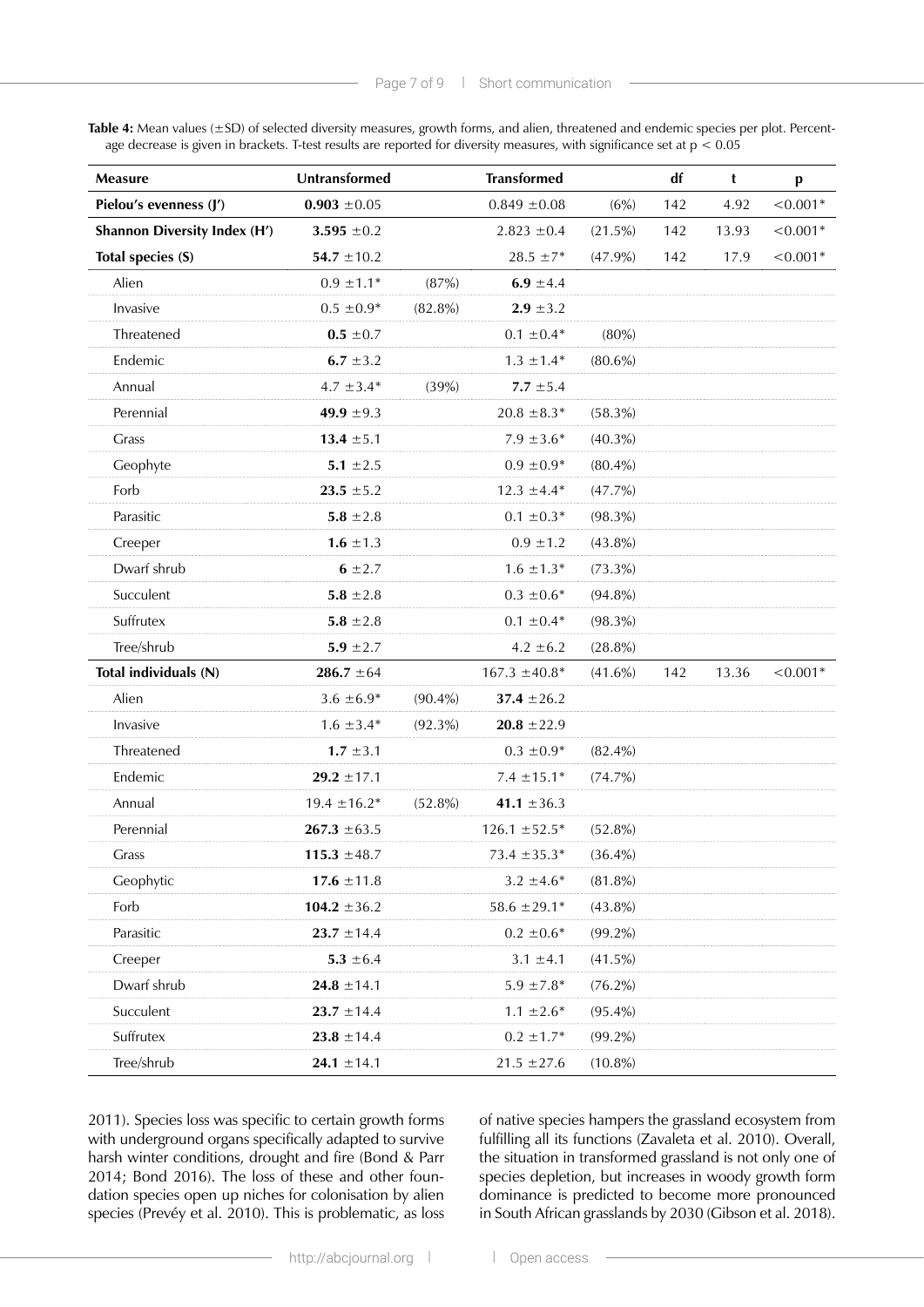**Table 4:** Mean values (±SD) of selected diversity measures, growth forms, and alien, threatened and endemic species per plot. Percentage decrease is given in brackets. T-test results are reported for diversity measures, with significance set at $p < 0.05$

| Measure | Untransformed | | Transformed | | df | t | p |
|---|---|---|---|---|---|---|---|
| **Pielou's evenness (J')** | **0.903** ±0.05 | | 0.849 ±0.08 | (6%) | 142 | 4.92 | <0.001* |
| **Shannon Diversity Index (H')** | **3.595** ±0.2 | | 2.823 ±0.4 | (21.5%) | 142 | 13.93 | <0.001* |
| **Total species (S)** | **54.7** ±10.2 | | 28.5 ±7* | (47.9%) | 142 | 17.9 | <0.001* |
| Alien | 0.9 ±1.1* | (87%) | **6.9** ±4.4 | | | | |
| Invasive | 0.5 ±0.9* | (82.8%) | **2.9** ±3.2 | | | | |
| Threatened | **0.5** ±0.7 | | 0.1 ±0.4* | (80%) | | | |
| Endemic | **6.7** ±3.2 | | 1.3 ±1.4* | (80.6%) | | | |
| Annual | 4.7 ±3.4* | (39%) | **7.7** ±5.4 | | | | |
| Perennial | **49.9** ±9.3 | | 20.8 ±8.3* | (58.3%) | | | |
| Grass | **13.4** ±5.1 | | 7.9 ±3.6* | (40.3%) | | | |
| Geophyte | **5.1** ±2.5 | | 0.9 ±0.9* | (80.4%) | | | |
| Forb | **23.5** ±5.2 | | 12.3 ±4.4* | (47.7%) | | | |
| Parasitic | **5.8** ±2.8 | | 0.1 ±0.3* | (98.3%) | | | |
| Creeper | **1.6** ±1.3 | | 0.9 ±1.2 | (43.8%) | | | |
| Dwarf shrub | **6** ±2.7 | | 1.6 ±1.3* | (73.3%) | | | |
| Succulent | **5.8** ±2.8 | | 0.3 ±0.6* | (94.8%) | | | |
| Suffrutex | **5.8** ±2.8 | | 0.1 ±0.4* | (98.3%) | | | |
| Tree/shrub | **5.9** ±2.7 | | 4.2 ±6.2 | (28.8%) | | | |
| **Total individuals (N)** | **286.7** ±64 | | 167.3 ±40.8* | (41.6%) | 142 | 13.36 | <0.001* |
| Alien | 3.6 ±6.9* | (90.4%) | **37.4** ±26.2 | | | | |
| Invasive | 1.6 ±3.4* | (92.3%) | **20.8** ±22.9 | | | | |
| Threatened | **1.7** ±3.1 | | 0.3 ±0.9* | (82.4%) | | | |
| Endemic | **29.2** ±17.1 | | 7.4 ±15.1* | (74.7%) | | | |
| Annual | 19.4 ±16.2* | (52.8%) | **41.1** ±36.3 | | | | |
| Perennial | **267.3** ±63.5 | | 126.1 ±52.5* | (52.8%) | | | |
| Grass | **115.3** ±48.7 | | 73.4 ±35.3* | (36.4%) | | | |
| Geophytic | **17.6** ±11.8 | | 3.2 ±4.6* | (81.8%) | | | |
| Forb | **104.2** ±36.2 | | 58.6 ±29.1* | (43.8%) | | | |
| Parasitic | **23.7** ±14.4 | | 0.2 ±0.6* | (99.2%) | | | |
| Creeper | **5.3** ±6.4 | | 3.1 ±4.1 | (41.5%) | | | |
| Dwarf shrub | **24.8** ±14.1 | | 5.9 ±7.8* | (76.2%) | | | |
| Succulent | **23.7** ±14.4 | | 1.1 ±2.6* | (95.4%) | | | |
| Suffrutex | **23.8** ±14.4 | | 0.2 ±1.7* | (99.2%) | | | |
| Tree/shrub | **24.1** ±14.1 | | 21.5 ±27.6 | (10.8%) | | | |

2011). Species loss was specific to certain growth forms with underground organs specifically adapted to survive harsh winter conditions, drought and fire (Bond & Parr 2014; Bond 2016). The loss of these and other foundation species open up niches for colonisation by alien species (Prevéy et al. 2010). This is problematic, as loss of native species hampers the grassland ecosystem from fulfilling all its functions (Zavaleta et al. 2010). Overall, the situation in transformed grassland is not only one of species depletion, but increases in woody growth form dominance is predicted to become more pronounced in South African grasslands by 2030 (Gibson et al. 2018).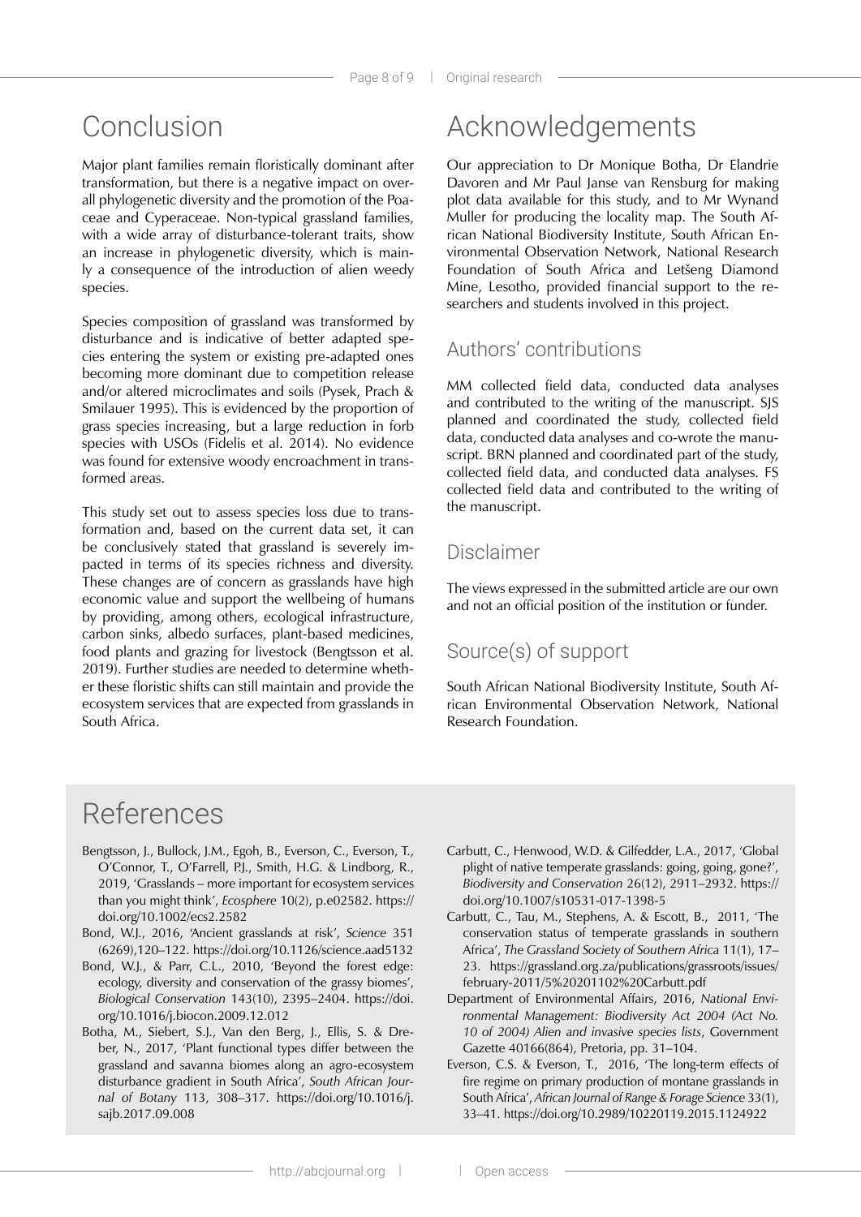# Conclusion

Major plant families remain floristically dominant after transformation, but there is a negative impact on overall phylogenetic diversity and the promotion of the Poaceae and Cyperaceae. Non-typical grassland families, with a wide array of disturbance-tolerant traits, show an increase in phylogenetic diversity, which is mainly a consequence of the introduction of alien weedy species.

Species composition of grassland was transformed by disturbance and is indicative of better adapted species entering the system or existing pre-adapted ones becoming more dominant due to competition release and/or altered microclimates and soils (Pysek, Prach & Smilauer 1995). This is evidenced by the proportion of grass species increasing, but a large reduction in forb species with USOs (Fidelis et al. 2014). No evidence was found for extensive woody encroachment in transformed areas.

This study set out to assess species loss due to transformation and, based on the current data set, it can be conclusively stated that grassland is severely impacted in terms of its species richness and diversity. These changes are of concern as grasslands have high economic value and support the wellbeing of humans by providing, among others, ecological infrastructure, carbon sinks, albedo surfaces, plant-based medicines, food plants and grazing for livestock (Bengtsson et al. 2019). Further studies are needed to determine whether these floristic shifts can still maintain and provide the ecosystem services that are expected from grasslands in South Africa.

# Acknowledgements

Our appreciation to Dr Monique Botha, Dr Elandrie Davoren and Mr Paul Janse van Rensburg for making plot data available for this study, and to Mr Wynand Muller for producing the locality map. The South African National Biodiversity Institute, South African Environmental Observation Network, National Research Foundation of South Africa and Letšeng Diamond Mine, Lesotho, provided financial support to the researchers and students involved in this project.

## Authors' contributions

MM collected field data, conducted data analyses and contributed to the writing of the manuscript. SJS planned and coordinated the study, collected field data, conducted data analyses and co-wrote the manuscript. BRN planned and coordinated part of the study, collected field data, and conducted data analyses. FS collected field data and contributed to the writing of the manuscript.

## Disclaimer

The views expressed in the submitted article are our own and not an official position of the institution or funder.

## Source(s) of support

South African National Biodiversity Institute, South African Environmental Observation Network, National Research Foundation.

# References

Bengtsson, J., Bullock, J.M., Egoh, B., Everson, C., Everson, T., O'Connor, T., O'Farrell, P.J., Smith, H.G. & Lindborg, R., 2019, 'Grasslands – more important for ecosystem services than you might think', *Ecosphere* 10(2), p.e02582. https://doi.org/10.1002/ecs2.2582

Bond, W.J., 2016, 'Ancient grasslands at risk', *Science* 351 (6269),120–122. https://doi.org/10.1126/science.aad5132

Bond, W.J., & Parr, C.L., 2010, 'Beyond the forest edge: ecology, diversity and conservation of the grassy biomes', *Biological Conservation* 143(10), 2395–2404. https://doi.org/10.1016/j.biocon.2009.12.012

Botha, M., Siebert, S.J., Van den Berg, J., Ellis, S. & Dreber, N., 2017, 'Plant functional types differ between the grassland and savanna biomes along an agro-ecosystem disturbance gradient in South Africa', *South African Journal of Botany* 113, 308–317. https://doi.org/10.1016/j.sajb.2017.09.008

Carbutt, C., Henwood, W.D. & Gilfedder, L.A., 2017, 'Global plight of native temperate grasslands: going, going, gone?', *Biodiversity and Conservation* 26(12), 2911–2932. https://doi.org/10.1007/s10531-017-1398-5

Carbutt, C., Tau, M., Stephens, A. & Escott, B., 2011, 'The conservation status of temperate grasslands in southern Africa', *The Grassland Society of Southern Africa* 11(1), 17–23. https://grassland.org.za/publications/grassroots/issues/february-2011/5%20201102%20Carbutt.pdf

Department of Environmental Affairs, 2016, *National Environmental Management: Biodiversity Act 2004 (Act No. 10 of 2004) Alien and invasive species lists*, Government Gazette 40166(864), Pretoria, pp. 31–104.

Everson, C.S. & Everson, T., 2016, 'The long-term effects of fire regime on primary production of montane grasslands in South Africa', *African Journal of Range & Forage Science* 33(1), 33–41. https://doi.org/10.2989/10220119.2015.1124922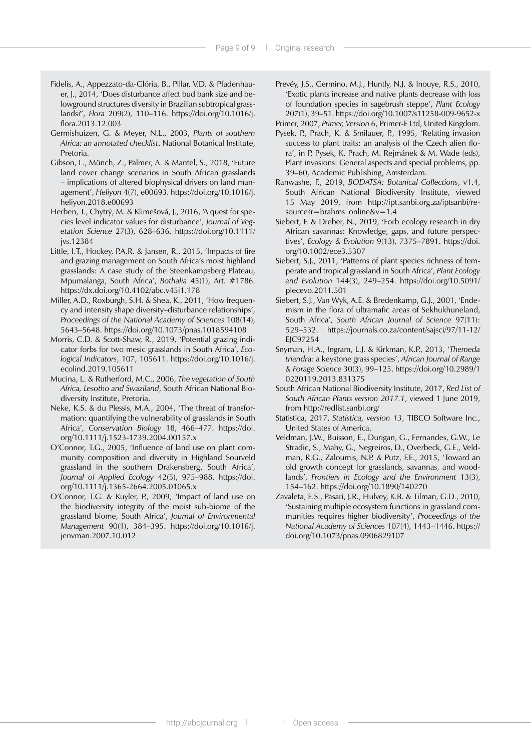Fidelis, A., Appezzato-da-Glória, B., Pillar, V.D. & Pfadenhauer, J., 2014, 'Does disturbance affect bud bank size and belowground structures diversity in Brazilian subtropical grasslands?', *Flora* 209(2), 110–116. https://doi.org/10.1016/j.flora.2013.12.003

Germishuizen, G. & Meyer, N.L., 2003, *Plants of southern Africa: an annotated checklist*, National Botanical Institute, Pretoria.

Gibson, L., Münch, Z., Palmer, A. & Mantel, S., 2018, 'Future land cover change scenarios in South African grasslands – implications of altered biophysical drivers on land management', *Heliyon* 4(7), e00693. https://doi.org/10.1016/j.heliyon.2018.e00693

Herben, T., Chytrý, M. & Klimešová, J., 2016, 'A quest for species level indicator values for disturbance', *Journal of Vegetation Science* 27(3), 628–636. https://doi.org/10.1111/jvs.12384

Little, I.T., Hockey, P.A.R. & Jansen, R., 2015, 'Impacts of fire and grazing management on South Africa's moist highland grasslands: A case study of the Steenkampsberg Plateau, Mpumalanga, South Africa', *Bothalia* 45(1), Art. #1786. https://dx.doi.org/10.4102/abc.v45i1.178

Miller, A.D., Roxburgh, S.H. & Shea, K., 2011, 'How frequency and intensity shape diversity–disturbance relationships', *Proceedings of the National Academy of Sciences* 108(14), 5643–5648. https://doi.org/10.1073/pnas.1018594108

Morris, C.D. & Scott-Shaw, R., 2019, 'Potential grazing indicator forbs for two mesic grasslands in South Africa', *Ecological Indicators*, 107, 105611. https://doi.org/10.1016/j.ecolind.2019.105611

Mucina, L. & Rutherford, M.C., 2006, *The vegetation of South Africa, Lesotho and Swaziland*, South African National Biodiversity Institute, Pretoria.

Neke, K.S. & du Plessis, M.A., 2004, 'The threat of transformation: quantifying the vulnerability of grasslands in South Africa', *Conservation Biology* 18, 466–477. https://doi.org/10.1111/j.1523-1739.2004.00157.x

O'Connor, T.G., 2005, 'Influence of land use on plant community composition and diversity in Highland Sourveld grassland in the southern Drakensberg, South Africa', *Journal of Applied Ecology* 42(5), 975–988. https://doi.org/10.1111/j.1365-2664.2005.01065.x

O'Connor, T.G. & Kuyler, P., 2009, 'Impact of land use on the biodiversity integrity of the moist sub-biome of the grassland biome, South Africa', *Journal of Environmental Management* 90(1), 384–395. https://doi.org/10.1016/j.jenvman.2007.10.012

Prevéy, J.S., Germino, M.J., Huntly, N.J. & Inouye, R.S., 2010, 'Exotic plants increase and native plants decrease with loss of foundation species in sagebrush steppe', *Plant Ecology* 207(1), 39–51. https://doi.org/10.1007/s11258-009-9652-x

Primer, 2007, *Primer, Version 6*, Primer-E Ltd, United Kingdom.

Pysek, P., Prach, K. & Smilauer, P., 1995, 'Relating invasion success to plant traits: an analysis of the Czech alien flora', in P. Pysek, K. Prach, M. Rejmánek & M. Wade (eds), Plant invasions: General aspects and special problems, pp. 39–60, Academic Publishing, Amsterdam.

Ranwashe, F., 2019, *BODATSA: Botanical Collections*, v1.4, South African National Biodiversity Institute, viewed 15 May 2019, from http://ipt.sanbi.org.za/iptsanbi/resource?r=brahms_online&v=1.4

Siebert, F. & Dreber, N., 2019, 'Forb ecology research in dry African savannas: Knowledge, gaps, and future perspectives', *Ecology & Evolution* 9(13), 7375–7891. https://doi.org/10.1002/ece3.5307

Siebert, S.J., 2011, 'Patterns of plant species richness of temperate and tropical grassland in South Africa', *Plant Ecology and Evolution* 144(3), 249–254. https://doi.org/10.5091/plecevo.2011.501

Siebert, S.J., Van Wyk, A.E. & Bredenkamp, G.J., 2001, 'Endemism in the flora of ultramafic areas of Sekhukhuneland, South Africa', *South African Journal of Science* 97(11): 529–532. https://journals.co.za/content/sajsci/97/11-12/EJC97254

Snyman, H.A., Ingram, L.J. & Kirkman, K.P., 2013, '*Themeda triandra*: a keystone grass species', *African Journal of Range & Forage Science* 30(3), 99–125. https://doi.org/10.2989/10220119.2013.831375

South African National Biodiversity Institute, 2017, *Red List of South African Plants version 2017.1*, viewed 1 June 2019, from http://redlist.sanbi.org/

Statistica, 2017, *Statistica, version 13*, TIBCO Software Inc., United States of America.

Veldman, J.W., Buisson, E., Durigan, G., Fernandes, G.W., Le Stradic, S., Mahy, G., Negreiros, D., Overbeck, G.E., Veldman, R.G., Zaloumis, N.P. & Putz, F.E., 2015, 'Toward an old growth concept for grasslands, savannas, and woodlands', *Frontiers in Ecology and the Environment* 13(3), 154–162. https://doi.org/10.1890/140270

Zavaleta, E.S., Pasari, J.R., Hulvey, K.B. & Tilman, G.D., 2010, 'Sustaining multiple ecosystem functions in grassland communities requires higher biodiversity', *Proceedings of the National Academy of Sciences* 107(4), 1443–1446. https://doi.org/10.1073/pnas.0906829107